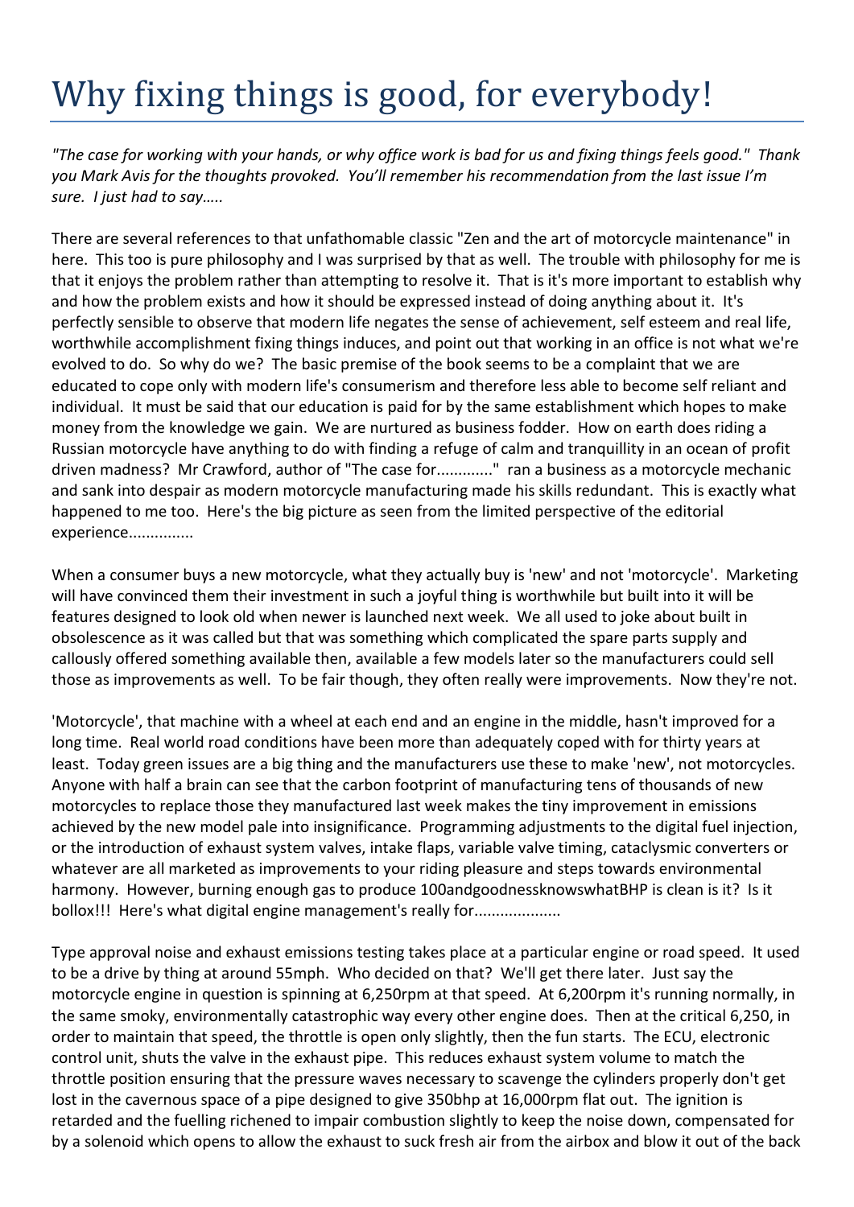# Why fixing things is good, for everybody!

*"The case for working with your hands, or why office work is bad for us and fixing things feels good." Thank you Mark Avis for the thoughts provoked. You'll remember his recommendation from the last issue I'm sure. I just had to say…..*

There are several references to that unfathomable classic "Zen and the art of motorcycle maintenance" in here. This too is pure philosophy and I was surprised by that as well. The trouble with philosophy for me is that it enjoys the problem rather than attempting to resolve it. That is it's more important to establish why and how the problem exists and how it should be expressed instead of doing anything about it. It's perfectly sensible to observe that modern life negates the sense of achievement, self esteem and real life, worthwhile accomplishment fixing things induces, and point out that working in an office is not what we're evolved to do. So why do we? The basic premise of the book seems to be a complaint that we are educated to cope only with modern life's consumerism and therefore less able to become self reliant and individual. It must be said that our education is paid for by the same establishment which hopes to make money from the knowledge we gain. We are nurtured as business fodder. How on earth does riding a Russian motorcycle have anything to do with finding a refuge of calm and tranquillity in an ocean of profit driven madness? Mr Crawford, author of "The case for............." ran a business as a motorcycle mechanic and sank into despair as modern motorcycle manufacturing made his skills redundant. This is exactly what happened to me too. Here's the big picture as seen from the limited perspective of the editorial experience...............

When a consumer buys a new motorcycle, what they actually buy is 'new' and not 'motorcycle'. Marketing will have convinced them their investment in such a joyful thing is worthwhile but built into it will be features designed to look old when newer is launched next week. We all used to joke about built in obsolescence as it was called but that was something which complicated the spare parts supply and callously offered something available then, available a few models later so the manufacturers could sell those as improvements as well. To be fair though, they often really were improvements. Now they're not.

'Motorcycle', that machine with a wheel at each end and an engine in the middle, hasn't improved for a long time. Real world road conditions have been more than adequately coped with for thirty years at least. Today green issues are a big thing and the manufacturers use these to make 'new', not motorcycles. Anyone with half a brain can see that the carbon footprint of manufacturing tens of thousands of new motorcycles to replace those they manufactured last week makes the tiny improvement in emissions achieved by the new model pale into insignificance. Programming adjustments to the digital fuel injection, or the introduction of exhaust system valves, intake flaps, variable valve timing, cataclysmic converters or whatever are all marketed as improvements to your riding pleasure and steps towards environmental harmony. However, burning enough gas to produce 100andgoodnessknowswhatBHP is clean is it? Is it bollox!!! Here's what digital engine management's really for....................

Type approval noise and exhaust emissions testing takes place at a particular engine or road speed. It used to be a drive by thing at around 55mph. Who decided on that? We'll get there later. Just say the motorcycle engine in question is spinning at 6,250rpm at that speed. At 6,200rpm it's running normally, in the same smoky, environmentally catastrophic way every other engine does. Then at the critical 6,250, in order to maintain that speed, the throttle is open only slightly, then the fun starts. The ECU, electronic control unit, shuts the valve in the exhaust pipe. This reduces exhaust system volume to match the throttle position ensuring that the pressure waves necessary to scavenge the cylinders properly don't get lost in the cavernous space of a pipe designed to give 350bhp at 16,000rpm flat out. The ignition is retarded and the fuelling richened to impair combustion slightly to keep the noise down, compensated for by a solenoid which opens to allow the exhaust to suck fresh air from the airbox and blow it out of the back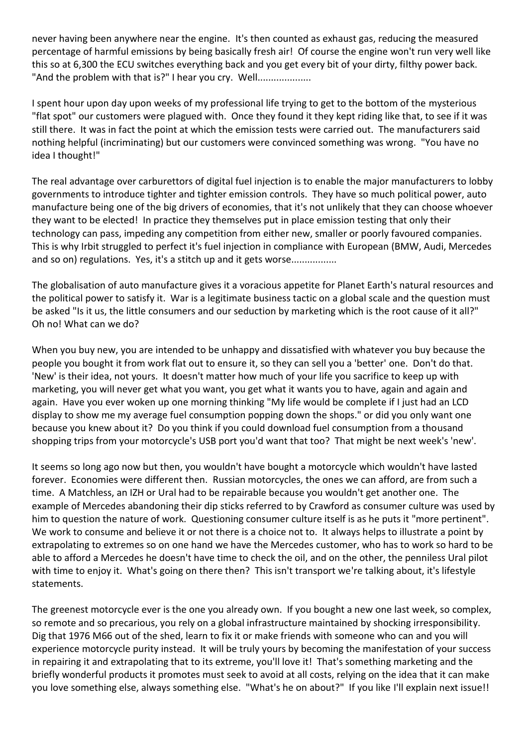never having been anywhere near the engine. It's then counted as exhaust gas, reducing the measured percentage of harmful emissions by being basically fresh air! Of course the engine won't run very well like this so at 6,300 the ECU switches everything back and you get every bit of your dirty, filthy power back. "And the problem with that is?" I hear you cry. Well...................

I spent hour upon day upon weeks of my professional life trying to get to the bottom of the mysterious "flat spot" our customers were plagued with. Once they found it they kept riding like that, to see if it was still there. It was in fact the point at which the emission tests were carried out. The manufacturers said nothing helpful (incriminating) but our customers were convinced something was wrong. "You have no idea I thought!"

The real advantage over carburettors of digital fuel injection is to enable the major manufacturers to lobby governments to introduce tighter and tighter emission controls. They have so much political power, auto manufacture being one of the big drivers of economies, that it's not unlikely that they can choose whoever they want to be elected! In practice they themselves put in place emission testing that only their technology can pass, impeding any competition from either new, smaller or poorly favoured companies. This is why Irbit struggled to perfect it's fuel injection in compliance with European (BMW, Audi, Mercedes and so on) regulations. Yes, it's a stitch up and it gets worse.................

The globalisation of auto manufacture gives it a voracious appetite for Planet Earth's natural resources and the political power to satisfy it. War is a legitimate business tactic on a global scale and the question must be asked "Is it us, the little consumers and our seduction by marketing which is the root cause of it all?" Oh no! What can we do?

When you buy new, you are intended to be unhappy and dissatisfied with whatever you buy because the people you bought it from work flat out to ensure it, so they can sell you a 'better' one. Don't do that. 'New' is their idea, not yours. It doesn't matter how much of your life you sacrifice to keep up with marketing, you will never get what you want, you get what it wants you to have, again and again and again. Have you ever woken up one morning thinking "My life would be complete if I just had an LCD display to show me my average fuel consumption popping down the shops." or did you only want one because you knew about it? Do you think if you could download fuel consumption from a thousand shopping trips from your motorcycle's USB port you'd want that too? That might be next week's 'new'.

It seems so long ago now but then, you wouldn't have bought a motorcycle which wouldn't have lasted forever. Economies were different then. Russian motorcycles, the ones we can afford, are from such a time. A Matchless, an IZH or Ural had to be repairable because you wouldn't get another one. The example of Mercedes abandoning their dip sticks referred to by Crawford as consumer culture was used by him to question the nature of work. Questioning consumer culture itself is as he puts it "more pertinent". We work to consume and believe it or not there is a choice not to. It always helps to illustrate a point by extrapolating to extremes so on one hand we have the Mercedes customer, who has to work so hard to be able to afford a Mercedes he doesn't have time to check the oil, and on the other, the penniless Ural pilot with time to enjoy it. What's going on there then? This isn't transport we're talking about, it's lifestyle statements.

The greenest motorcycle ever is the one you already own. If you bought a new one last week, so complex, so remote and so precarious, you rely on a global infrastructure maintained by shocking irresponsibility. Dig that 1976 M66 out of the shed, learn to fix it or make friends with someone who can and you will experience motorcycle purity instead. It will be truly yours by becoming the manifestation of your success in repairing it and extrapolating that to its extreme, you'll love it! That's something marketing and the briefly wonderful products it promotes must seek to avoid at all costs, relying on the idea that it can make you love something else, always something else. "What's he on about?" If you like I'll explain next issue!!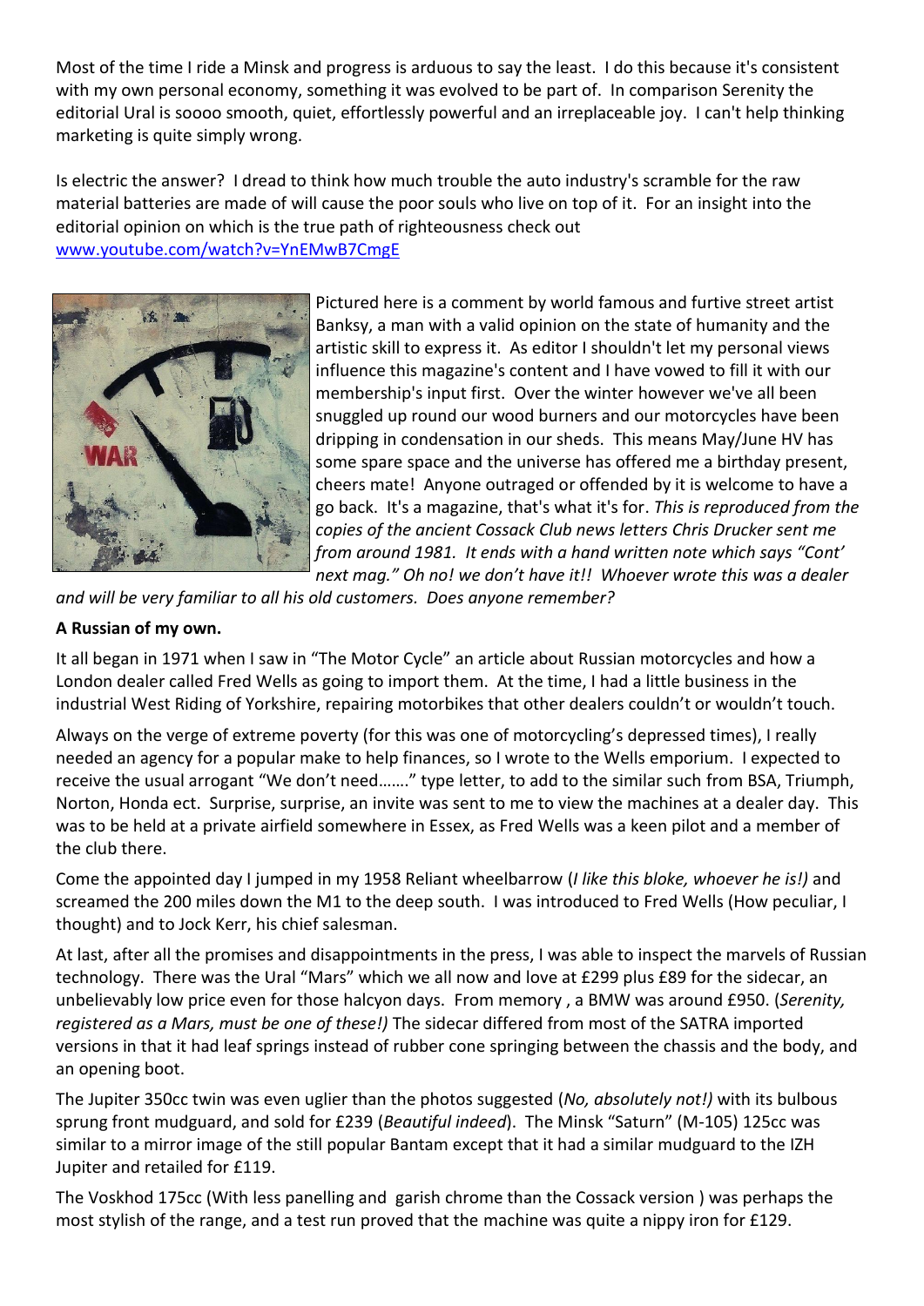Most of the time I ride a Minsk and progress is arduous to say the least. I do this because it's consistent with my own personal economy, something it was evolved to be part of. In comparison Serenity the editorial Ural is soooo smooth, quiet, effortlessly powerful and an irreplaceable joy. I can't help thinking marketing is quite simply wrong.

Is electric the answer? I dread to think how much trouble the auto industry's scramble for the raw material batteries are made of will cause the poor souls who live on top of it. For an insight into the editorial opinion on which is the true path of righteousness check out www.youtube.com/watch?v=YnEMwB7CmgE

Pictured here is a comment by world famous and furtive street artist Banksy, a man with a valid opinion on the state of humanity and the artistic skill to express it. As editor I shouldn't let my personal views influence this magazine's content and I have vowed to fill it with our membership's input first. Over the winter however we've all been snuggled up round our wood burners and our motorcycles have been dripping in condensation in our sheds. This means May/June HV has some spare space and the universe has offered me a birthday present, cheers mate! Anyone outraged or offended by it is welcome to have a go back. It's a magazine, that's what it's for. *This is reproduced from the copies of the ancient Cossack Club news letters Chris Drucker sent me from around 1981. It ends with a hand written note which says "Cont' next mag." Oh no! we don't have it!! Whoever wrote this was a dealer and will be very familiar to all his old customers. Does anyone remember?*

**A Russian of my own.**

It all began in 1971 when I saw in "The Motor Cycle" an article about Russian motorcycles and how a London dealer called Fred Wells as going to import them. At the time, I had a little business in the industrial West Riding of Yorkshire, repairing motorbikes that other dealers couldn't or wouldn't touch.

Always on the verge of extreme poverty (for this was one of motorcycling's depressed times), I really needed an agency for a popular make to help finances, so I wrote to the Wells emporium. I expected to receive the usual arrogant "We don't need……." type letter, to add to the similar such from BSA, Triumph, Norton, Honda ect. Surprise, surprise, an invite was sent to me to view the machines at a dealer day. This was to be held at a private airfield somewhere in Essex, as Fred Wells was a keen pilot and a member of the club there.

Come the appointed day I jumped in my 1958 Reliant wheelbarrow (*I like this bloke, whoever he is!)* and screamed the 200 miles down the M1 to the deep south. I was introduced to Fred Wells (How peculiar, I thought) and to Jock Kerr, his chief salesman.

At last, after all the promises and disappointments in the press, I was able to inspect the marvels of Russian technology. There was the Ural "Mars" which we all now and love at £299 plus £89 for the sidecar, an unbelievably low price even for those halcyon days. From memory , a BMW was around £950. (*Serenity, registered as a Mars, must be one of these!)* The sidecar differed from most of the SATRA imported versions in that it had leaf springs instead of rubber cone springing between the chassis and the body, and an opening boot.

The Jupiter 350cc twin was even uglier than the photos suggested (*No, absolutely not!)* with its bulbous sprung front mudguard, and sold for £239 (*Beautiful indeed*). The Minsk "Saturn" (M-105) 125cc was similar to a mirror image of the still popular Bantam except that it had a similar mudguard to the IZH Jupiter and retailed for £119.

The Voskhod 175cc (With less panelling and garish chrome than the Cossack version ) was perhaps the most stylish of the range, and a test run proved that the machine was quite a nippy iron for £129.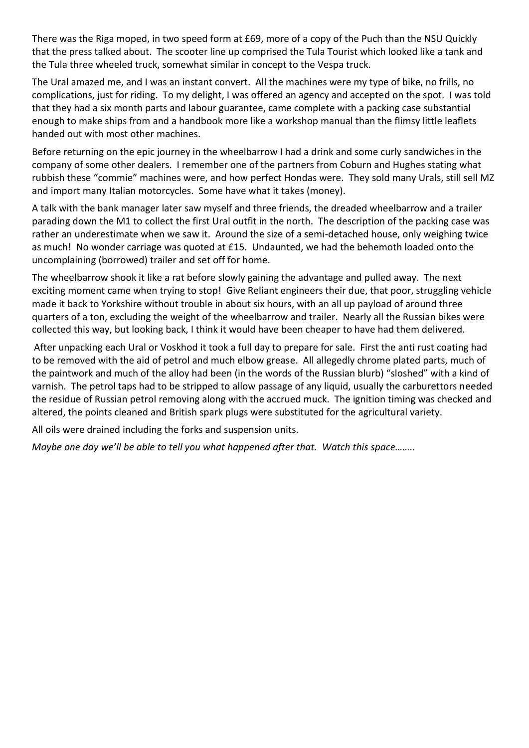There was the Riga moped, in two speed form at £69, more of a copy of the Puch than the NSU Quickly that the press talked about. The scooter line up comprised the Tula Tourist which looked like a tank and the Tula three wheeled truck, somewhat similar in concept to the Vespa truck.

The Ural amazed me, and I was an instant convert. All the machines were my type of bike, no frills, no complications, just for riding. To my delight, I was offered an agency and accepted on the spot. I was told that they had a six month parts and labour guarantee, came complete with a packing case substantial enough to make ships from and a handbook more like a workshop manual than the flimsy little leaflets handed out with most other machines.

Before returning on the epic journey in the wheelbarrow I had a drink and some curly sandwiches in the company of some other dealers. I remember one of the partners from Coburn and Hughes stating what rubbish these "commie" machines were, and how perfect Hondas were. They sold many Urals, still sell MZ and import many Italian motorcycles. Some have what it takes (money).

A talk with the bank manager later saw myself and three friends, the dreaded wheelbarrow and a trailer parading down the M1 to collect the first Ural outfit in the north. The description of the packing case was rather an underestimate when we saw it. Around the size of a semi-detached house, only weighing twice as much! No wonder carriage was quoted at £15. Undaunted, we had the behemoth loaded onto the uncomplaining (borrowed) trailer and set off for home.

The wheelbarrow shook it like a rat before slowly gaining the advantage and pulled away. The next exciting moment came when trying to stop! Give Reliant engineers their due, that poor, struggling vehicle made it back to Yorkshire without trouble in about six hours, with an all up payload of around three quarters of a ton, excluding the weight of the wheelbarrow and trailer. Nearly all the Russian bikes were collected this way, but looking back, I think it would have been cheaper to have had them delivered.

After unpacking each Ural or Voskhod it took a full day to prepare for sale. First the anti rust coating had to be removed with the aid of petrol and much elbow grease. All allegedly chrome plated parts, much of the paintwork and much of the alloy had been (in the words of the Russian blurb) "sloshed" with a kind of varnish. The petrol taps had to be stripped to allow passage of any liquid, usually the carburettors needed the residue of Russian petrol removing along with the accrued muck. The ignition timing was checked and altered, the points cleaned and British spark plugs were substituted for the agricultural variety.

All oils were drained including the forks and suspension units.

*Maybe one day we'll be able to tell you what happened after that. Watch this space……..*